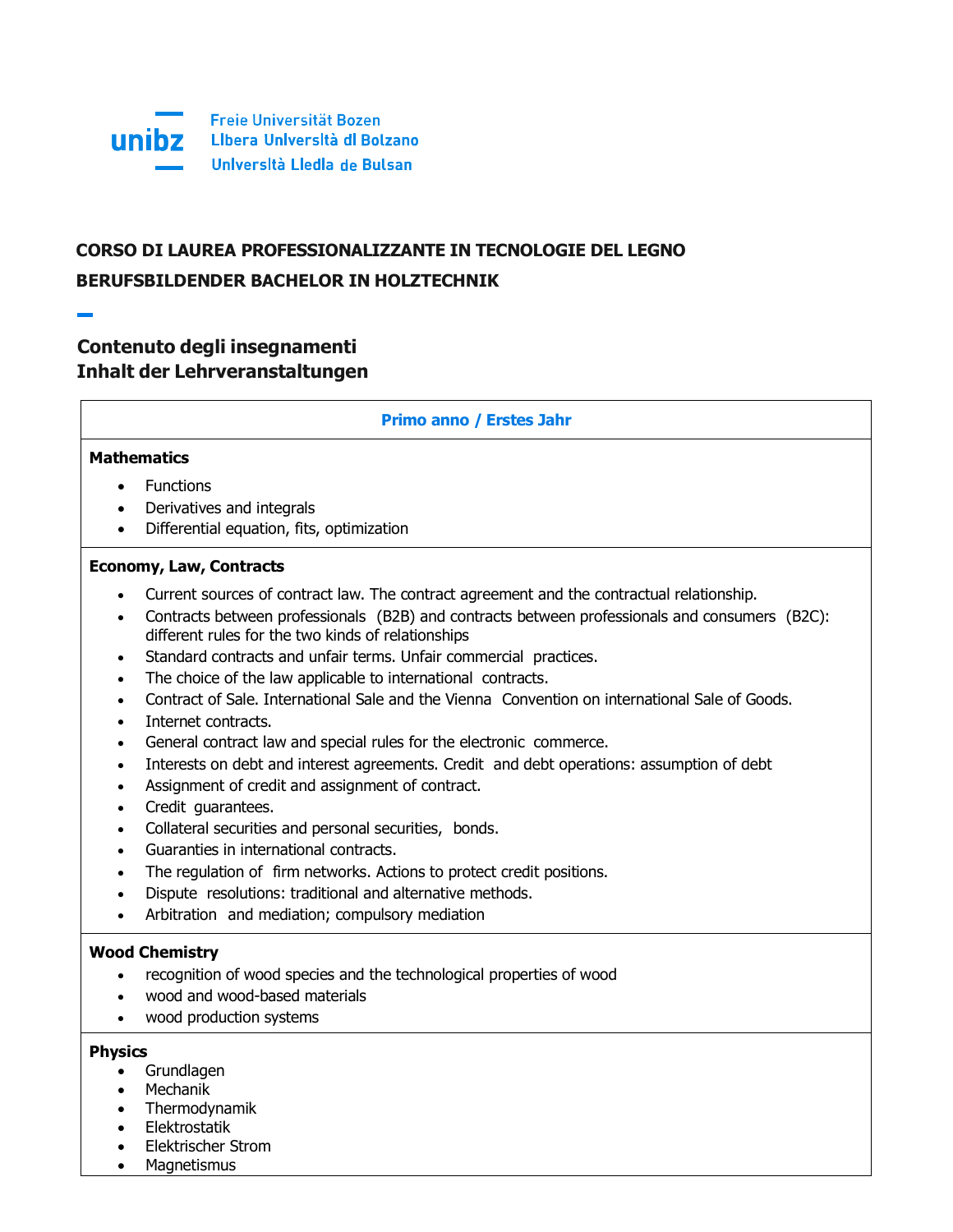Freie Universität Bozen
Libera Università di Bolzano
Università Liedia de Bulsan

## CORSO DI LAUREA PROFESSIONALIZZANTE IN TECNOLOGIE DEL LEGNO
## BERUFSBILDENDER BACHELOR IN HOLZTECHNIK

## Contenuto degli insegnamenti
## Inhalt der Lehrveranstaltungen

### Primo anno / Erstes Jahr

**Mathematics**

- Functions
- Derivatives and integrals
- Differential equation, fits, optimization

**Economy, Law, Contracts**

- Current sources of contract law. The contract agreement and the contractual relationship.
- Contracts between professionals (B2B) and contracts between professionals and consumers (B2C): different rules for the two kinds of relationships
- Standard contracts and unfair terms. Unfair commercial practices.
- The choice of the law applicable to international contracts.
- Contract of Sale. International Sale and the Vienna Convention on international Sale of Goods.
- Internet contracts.
- General contract law and special rules for the electronic commerce.
- Interests on debt and interest agreements. Credit and debt operations: assumption of debt
- Assignment of credit and assignment of contract.
- Credit guarantees.
- Collateral securities and personal securities, bonds.
- Guaranties in international contracts.
- The regulation of firm networks. Actions to protect credit positions.
- Dispute resolutions: traditional and alternative methods.
- Arbitration and mediation; compulsory mediation

**Wood Chemistry**

- recognition of wood species and the technological properties of wood
- wood and wood-based materials
- wood production systems

**Physics**

- Grundlagen
- Mechanik
- Thermodynamik
- Elektrostatik
- Elektrischer Strom
- Magnetismus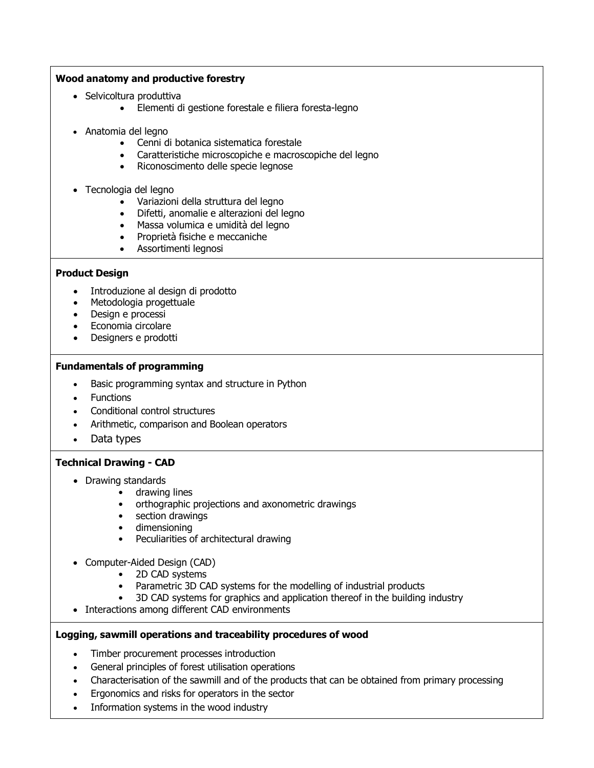**Wood anatomy and productive forestry**

- Selvicoltura produttiva
  - Elementi di gestione forestale e filiera foresta-legno
- Anatomia del legno
  - Cenni di botanica sistematica forestale
  - Caratteristiche microscopiche e macroscopiche del legno
  - Riconoscimento delle specie legnose
- Tecnologia del legno
  - Variazioni della struttura del legno
  - Difetti, anomalie e alterazioni del legno
  - Massa volumica e umidità del legno
  - Proprietà fisiche e meccaniche
  - Assortimenti legnosi

**Product Design**

- Introduzione al design di prodotto
- Metodologia progettuale
- Design e processi
- Economia circolare
- Designers e prodotti

**Fundamentals of programming**

- Basic programming syntax and structure in Python
- Functions
- Conditional control structures
- Arithmetic, comparison and Boolean operators
- Data types

**Technical Drawing - CAD**

- Drawing standards
  - drawing lines
  - orthographic projections and axonometric drawings
  - section drawings
  - dimensioning
  - Peculiarities of architectural drawing
- Computer-Aided Design (CAD)
  - 2D CAD systems
  - Parametric 3D CAD systems for the modelling of industrial products
  - 3D CAD systems for graphics and application thereof in the building industry
- Interactions among different CAD environments

**Logging, sawmill operations and traceability procedures of wood**

- Timber procurement processes introduction
- General principles of forest utilisation operations
- Characterisation of the sawmill and of the products that can be obtained from primary processing
- Ergonomics and risks for operators in the sector
- Information systems in the wood industry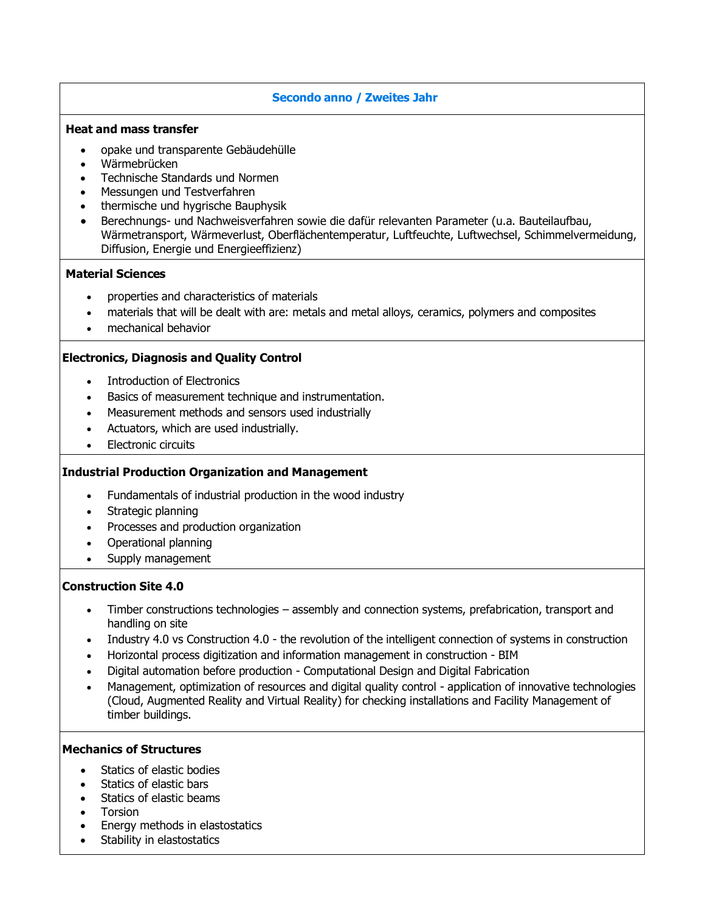## Secondo anno / Zweites Jahr

### Heat and mass transfer

- opake und transparente Gebäudehülle
- Wärmebrücken
- Technische Standards und Normen
- Messungen und Testverfahren
- thermische und hygrische Bauphysik
- Berechnungs- und Nachweisverfahren sowie die dafür relevanten Parameter (u.a. Bauteilaufbau, Wärmetransport, Wärmeverlust, Oberflächentemperatur, Luftfeuchte, Luftwechsel, Schimmelvermeidung, Diffusion, Energie und Energieeffizienz)

### Material Sciences

- properties and characteristics of materials
- materials that will be dealt with are: metals and metal alloys, ceramics, polymers and composites
- mechanical behavior

### Electronics, Diagnosis and Quality Control

- Introduction of Electronics
- Basics of measurement technique and instrumentation.
- Measurement methods and sensors used industrially
- Actuators, which are used industrially.
- Electronic circuits

### Industrial Production Organization and Management

- Fundamentals of industrial production in the wood industry
- Strategic planning
- Processes and production organization
- Operational planning
- Supply management

### Construction Site 4.0

- Timber constructions technologies – assembly and connection systems, prefabrication, transport and handling on site
- Industry 4.0 vs Construction 4.0 - the revolution of the intelligent connection of systems in construction
- Horizontal process digitization and information management in construction - BIM
- Digital automation before production - Computational Design and Digital Fabrication
- Management, optimization of resources and digital quality control - application of innovative technologies (Cloud, Augmented Reality and Virtual Reality) for checking installations and Facility Management of timber buildings.

### Mechanics of Structures

- Statics of elastic bodies
- Statics of elastic bars
- Statics of elastic beams
- Torsion
- Energy methods in elastostatics
- Stability in elastostatics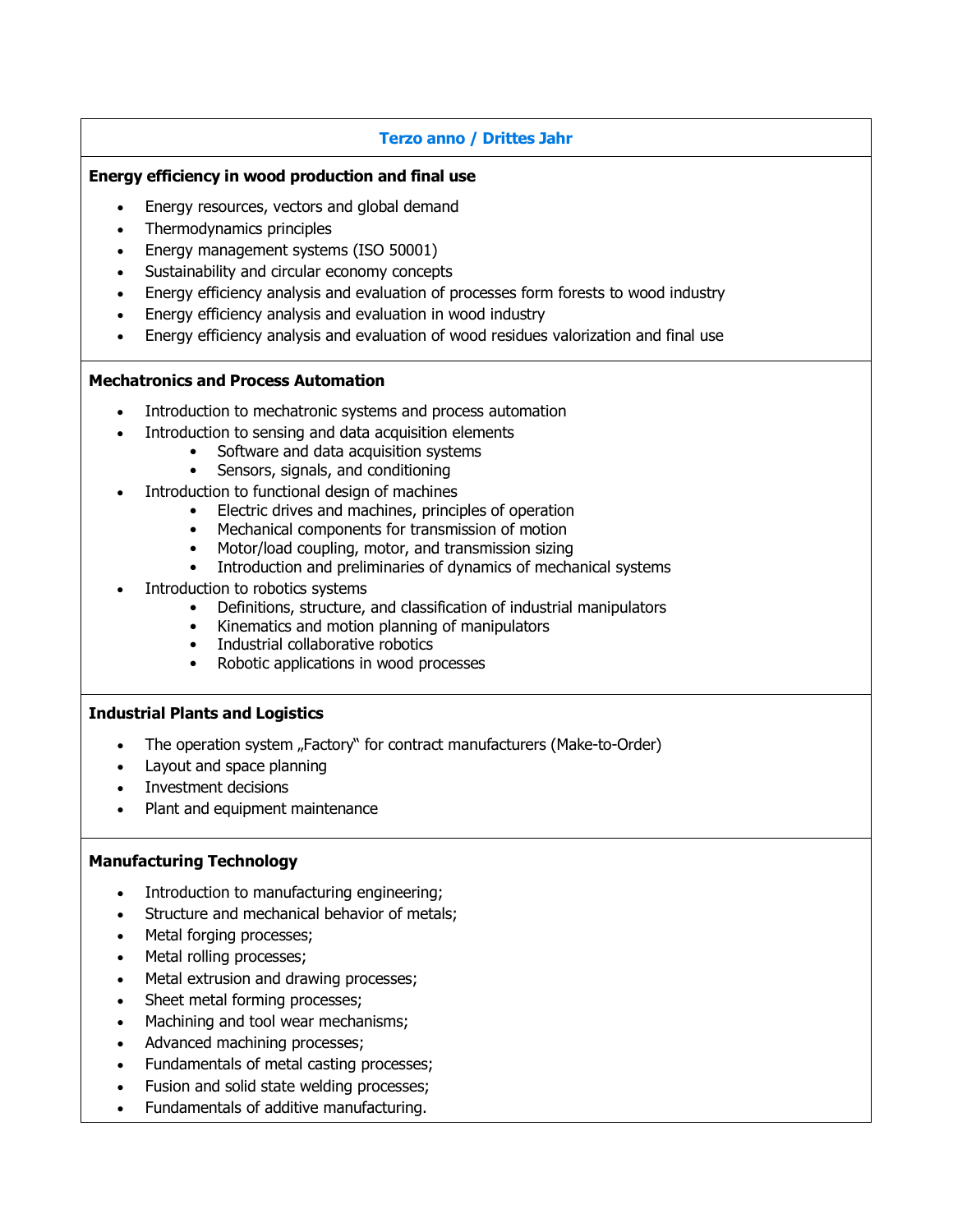## Terzo anno / Drittes Jahr

**Energy efficiency in wood production and final use**

- Energy resources, vectors and global demand
- Thermodynamics principles
- Energy management systems (ISO 50001)
- Sustainability and circular economy concepts
- Energy efficiency analysis and evaluation of processes form forests to wood industry
- Energy efficiency analysis and evaluation in wood industry
- Energy efficiency analysis and evaluation of wood residues valorization and final use

**Mechatronics and Process Automation**

- Introduction to mechatronic systems and process automation
- Introduction to sensing and data acquisition elements
  - Software and data acquisition systems
  - Sensors, signals, and conditioning
- Introduction to functional design of machines
  - Electric drives and machines, principles of operation
  - Mechanical components for transmission of motion
  - Motor/load coupling, motor, and transmission sizing
  - Introduction and preliminaries of dynamics of mechanical systems
- Introduction to robotics systems
  - Definitions, structure, and classification of industrial manipulators
  - Kinematics and motion planning of manipulators
  - Industrial collaborative robotics
  - Robotic applications in wood processes

**Industrial Plants and Logistics**

- The operation system „Factory" for contract manufacturers (Make-to-Order)
- Layout and space planning
- Investment decisions
- Plant and equipment maintenance

**Manufacturing Technology**

- Introduction to manufacturing engineering;
- Structure and mechanical behavior of metals;
- Metal forging processes;
- Metal rolling processes;
- Metal extrusion and drawing processes;
- Sheet metal forming processes;
- Machining and tool wear mechanisms;
- Advanced machining processes;
- Fundamentals of metal casting processes;
- Fusion and solid state welding processes;
- Fundamentals of additive manufacturing.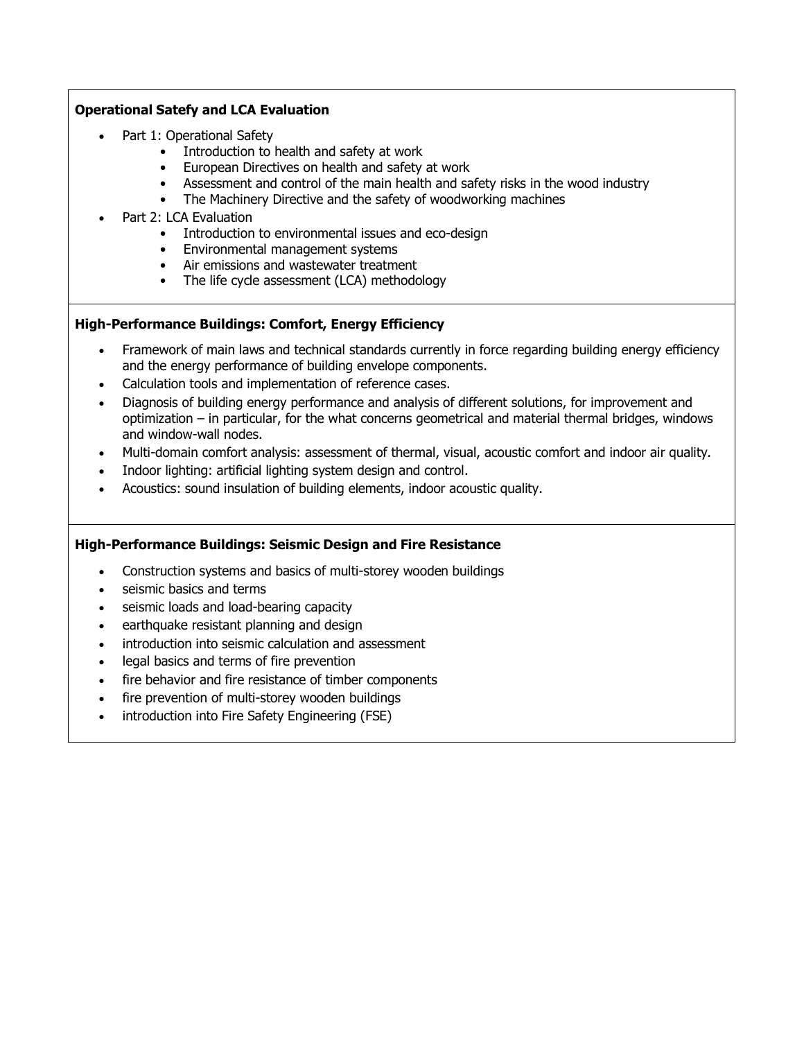**Operational Satefy and LCA Evaluation**

- Part 1: Operational Safety
    - Introduction to health and safety at work
    - European Directives on health and safety at work
    - Assessment and control of the main health and safety risks in the wood industry
    - The Machinery Directive and the safety of woodworking machines
- Part 2: LCA Evaluation
    - Introduction to environmental issues and eco-design
    - Environmental management systems
    - Air emissions and wastewater treatment
    - The life cycle assessment (LCA) methodology

**High-Performance Buildings: Comfort, Energy Efficiency**

- Framework of main laws and technical standards currently in force regarding building energy efficiency and the energy performance of building envelope components.
- Calculation tools and implementation of reference cases.
- Diagnosis of building energy performance and analysis of different solutions, for improvement and optimization – in particular, for the what concerns geometrical and material thermal bridges, windows and window-wall nodes.
- Multi-domain comfort analysis: assessment of thermal, visual, acoustic comfort and indoor air quality.
- Indoor lighting: artificial lighting system design and control.
- Acoustics: sound insulation of building elements, indoor acoustic quality.

**High-Performance Buildings: Seismic Design and Fire Resistance**

- Construction systems and basics of multi-storey wooden buildings
- seismic basics and terms
- seismic loads and load-bearing capacity
- earthquake resistant planning and design
- introduction into seismic calculation and assessment
- legal basics and terms of fire prevention
- fire behavior and fire resistance of timber components
- fire prevention of multi-storey wooden buildings
- introduction into Fire Safety Engineering (FSE)